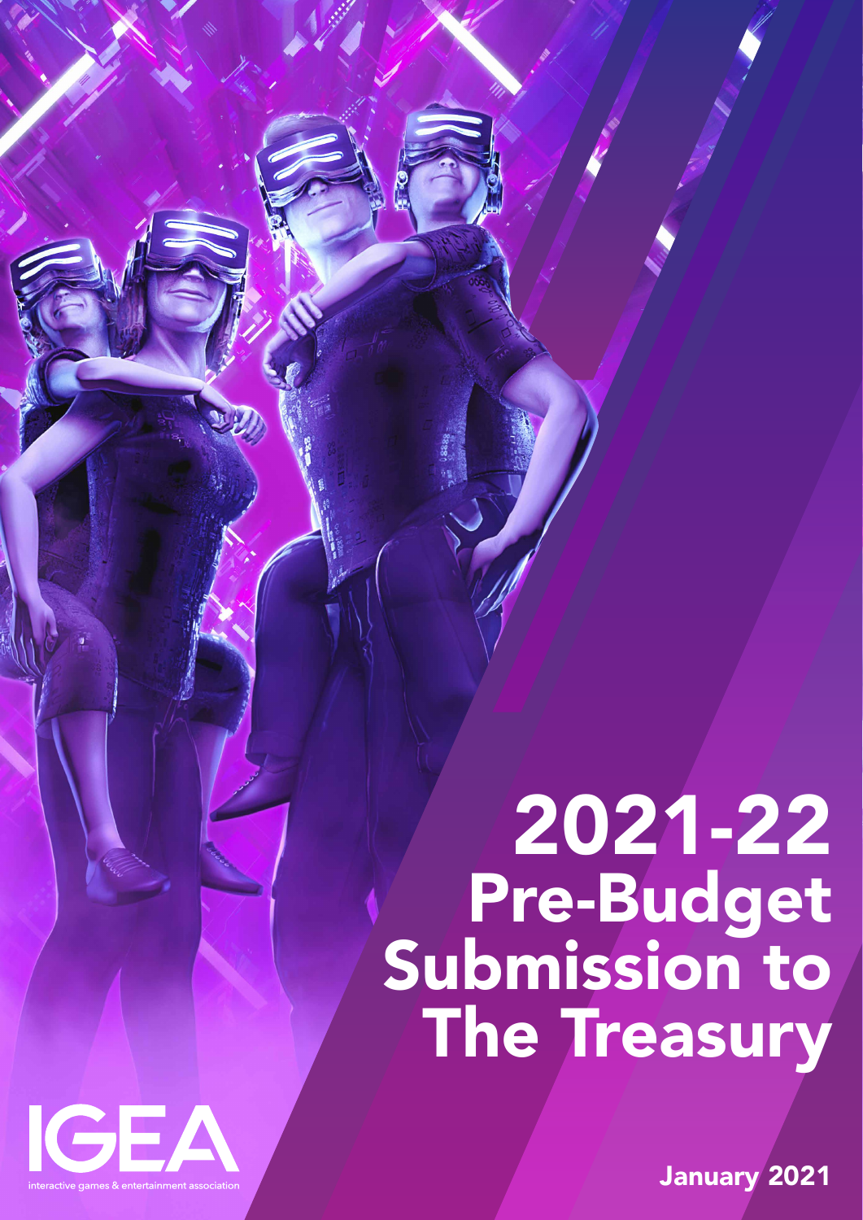# 2021-22 Pre-Budget Submission to The Treasury

IGEA

interactive games & entertainment association

January 2021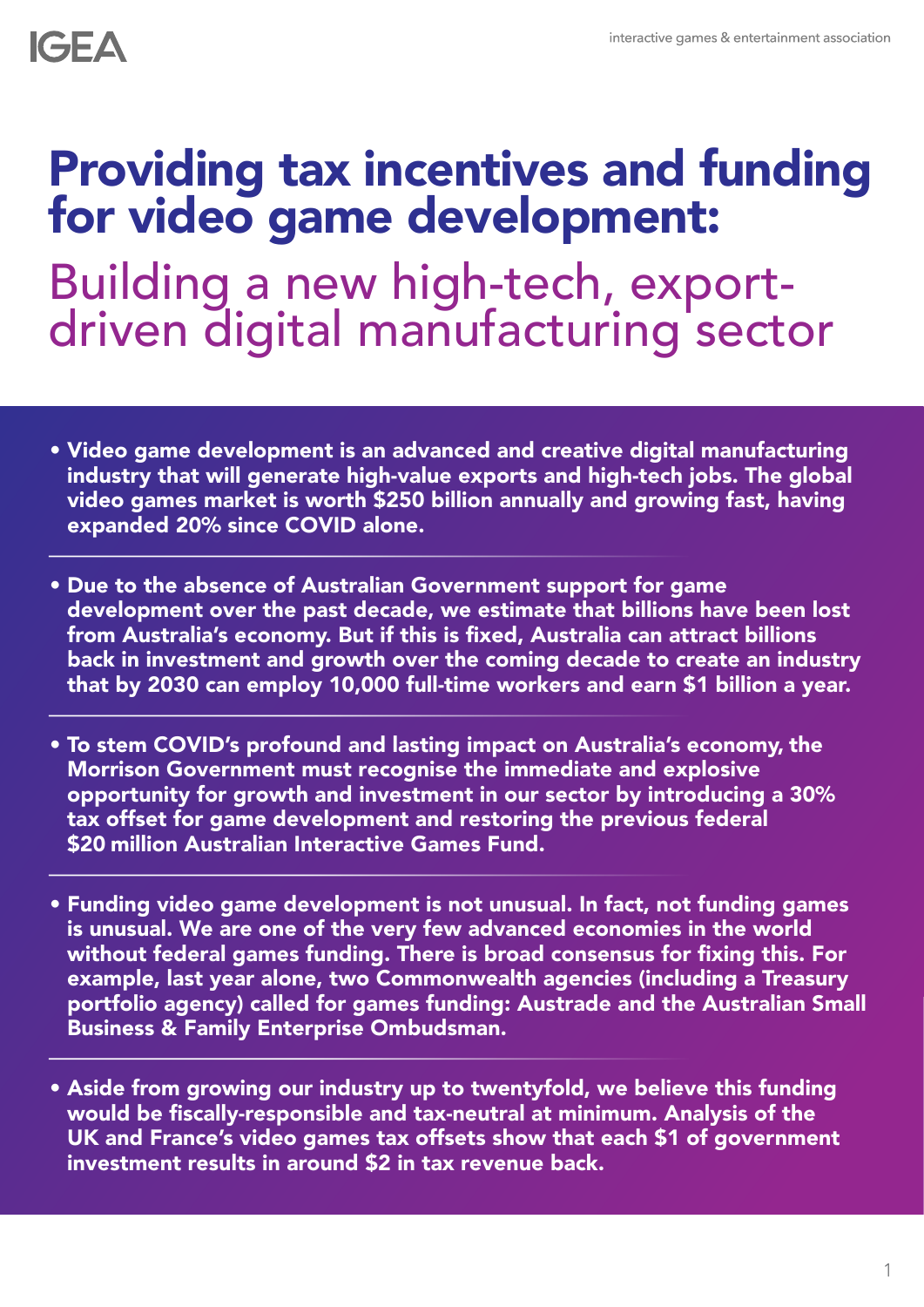# Providing tax incentives and funding for video game development:

## Building a new high-tech, export-driven digital manufacturing sector

- **Video game development is an advanced and creative digital manufacturing industry that will generate high-value exports and high-tech jobs. The global video games market is worth $250 billion annually and growing fast, having expanded 20% since COVID alone.**

- **Due to the absence of Australian Government support for game development over the past decade, we estimate that billions have been lost from Australia's economy. But if this is fixed, Australia can attract billions back in investment and growth over the coming decade to create an industry that by 2030 can employ 10,000 full-time workers and earn $1 billion a year.**

- **To stem COVID's profound and lasting impact on Australia's economy, the Morrison Government must recognise the immediate and explosive opportunity for growth and investment in our sector by introducing a 30% tax offset for game development and restoring the previous federal $20 million Australian Interactive Games Fund.**

- **Funding video game development is not unusual. In fact, not funding games is unusual. We are one of the very few advanced economies in the world without federal games funding. There is broad consensus for fixing this. For example, last year alone, two Commonwealth agencies (including a Treasury portfolio agency) called for games funding: Austrade and the Australian Small Business & Family Enterprise Ombudsman.**

- **Aside from growing our industry up to twentyfold, we believe this funding would be fiscally-responsible and tax-neutral at minimum. Analysis of the UK and France's video games tax offsets show that each $1 of government investment results in around $2 in tax revenue back.**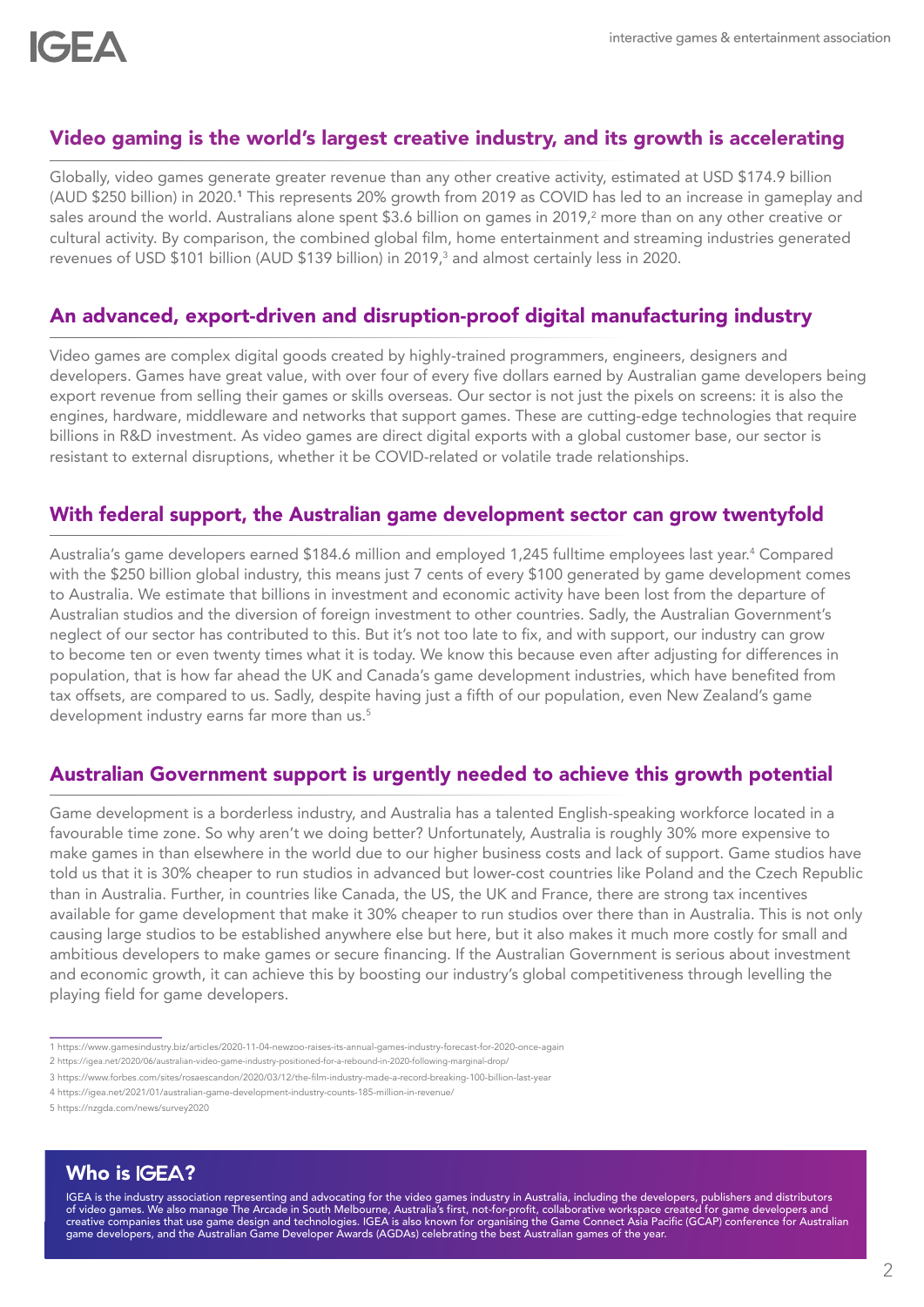## Video gaming is the world's largest creative industry, and its growth is accelerating

Globally, video games generate greater revenue than any other creative activity, estimated at USD $174.9 billion (AUD $250 billion) in 2020.[1] This represents 20% growth from 2019 as COVID has led to an increase in gameplay and sales around the world. Australians alone spent $3.6 billion on games in 2019,[2] more than on any other creative or cultural activity. By comparison, the combined global film, home entertainment and streaming industries generated revenues of USD $101 billion (AUD $139 billion) in 2019,[3] and almost certainly less in 2020.

## An advanced, export-driven and disruption-proof digital manufacturing industry

Video games are complex digital goods created by highly-trained programmers, engineers, designers and developers. Games have great value, with over four of every five dollars earned by Australian game developers being export revenue from selling their games or skills overseas. Our sector is not just the pixels on screens: it is also the engines, hardware, middleware and networks that support games. These are cutting-edge technologies that require billions in R&D investment. As video games are direct digital exports with a global customer base, our sector is resistant to external disruptions, whether it be COVID-related or volatile trade relationships.

## With federal support, the Australian game development sector can grow twentyfold

Australia's game developers earned $184.6 million and employed 1,245 fulltime employees last year.[4] Compared with the $250 billion global industry, this means just 7 cents of every $100 generated by game development comes to Australia. We estimate that billions in investment and economic activity have been lost from the departure of Australian studios and the diversion of foreign investment to other countries. Sadly, the Australian Government's neglect of our sector has contributed to this. But it's not too late to fix, and with support, our industry can grow to become ten or even twenty times what it is today. We know this because even after adjusting for differences in population, that is how far ahead the UK and Canada's game development industries, which have benefited from tax offsets, are compared to us. Sadly, despite having just a fifth of our population, even New Zealand's game development industry earns far more than us.[5]

## Australian Government support is urgently needed to achieve this growth potential

Game development is a borderless industry, and Australia has a talented English-speaking workforce located in a favourable time zone. So why aren't we doing better? Unfortunately, Australia is roughly 30% more expensive to make games in than elsewhere in the world due to our higher business costs and lack of support. Game studios have told us that it is 30% cheaper to run studios in advanced but lower-cost countries like Poland and the Czech Republic than in Australia. Further, in countries like Canada, the US, the UK and France, there are strong tax incentives available for game development that make it 30% cheaper to run studios over there than in Australia. This is not only causing large studios to be established anywhere else but here, but it also makes it much more costly for small and ambitious developers to make games or secure financing. If the Australian Government is serious about investment and economic growth, it can achieve this by boosting our industry's global competitiveness through levelling the playing field for game developers.

---

1 https://www.gamesindustry.biz/articles/2020-11-04-newzoo-raises-its-annual-games-industry-forecast-for-2020-once-again

2 https://igea.net/2020/06/australian-video-game-industry-positioned-for-a-rebound-in-2020-following-marginal-drop/

3 https://www.forbes.com/sites/rosaescandon/2020/03/12/the-film-industry-made-a-record-breaking-100-billion-last-year

4 https://igea.net/2021/01/australian-game-development-industry-counts-185-million-in-revenue/

5 https://nzgda.com/news/survey2020

## Who is IGEA?

IGEA is the industry association representing and advocating for the video games industry in Australia, including the developers, publishers and distributors of video games. We also manage The Arcade in South Melbourne, Australia's first, not-for-profit, collaborative workspace created for game developers and creative companies that use game design and technologies. IGEA is also known for organising the Game Connect Asia Pacific (GCAP) conference for Australian game developers, and the Australian Game Developer Awards (AGDAs) celebrating the best Australian games of the year.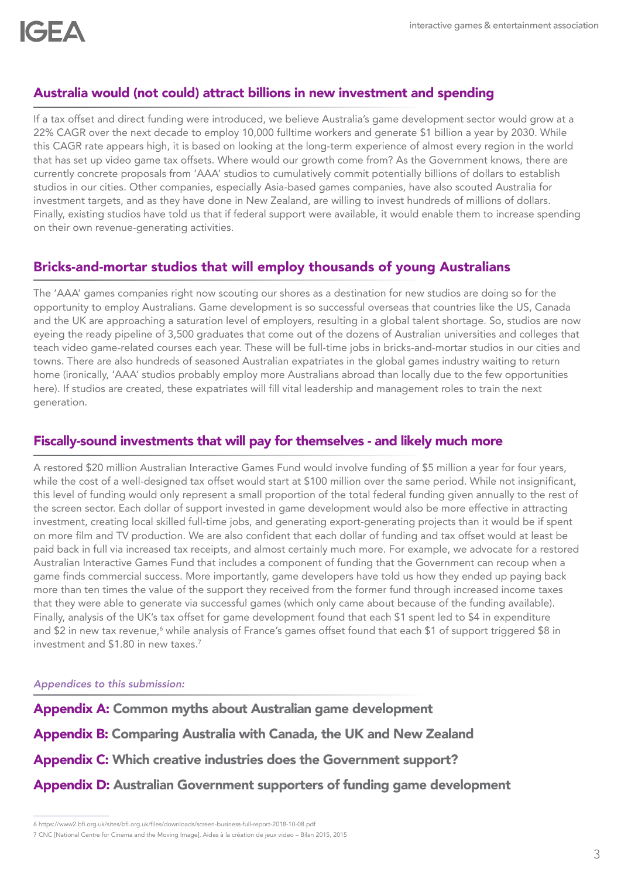## Australia would (not could) attract billions in new investment and spending

If a tax offset and direct funding were introduced, we believe Australia's game development sector would grow at a 22% CAGR over the next decade to employ 10,000 fulltime workers and generate $1 billion a year by 2030. While this CAGR rate appears high, it is based on looking at the long-term experience of almost every region in the world that has set up video game tax offsets. Where would our growth come from? As the Government knows, there are currently concrete proposals from 'AAA' studios to cumulatively commit potentially billions of dollars to establish studios in our cities. Other companies, especially Asia-based games companies, have also scouted Australia for investment targets, and as they have done in New Zealand, are willing to invest hundreds of millions of dollars. Finally, existing studios have told us that if federal support were available, it would enable them to increase spending on their own revenue-generating activities.

## Bricks-and-mortar studios that will employ thousands of young Australians

The 'AAA' games companies right now scouting our shores as a destination for new studios are doing so for the opportunity to employ Australians. Game development is so successful overseas that countries like the US, Canada and the UK are approaching a saturation level of employers, resulting in a global talent shortage. So, studios are now eyeing the ready pipeline of 3,500 graduates that come out of the dozens of Australian universities and colleges that teach video game-related courses each year. These will be full-time jobs in bricks-and-mortar studios in our cities and towns. There are also hundreds of seasoned Australian expatriates in the global games industry waiting to return home (ironically, 'AAA' studios probably employ more Australians abroad than locally due to the few opportunities here). If studios are created, these expatriates will fill vital leadership and management roles to train the next generation.

## Fiscally-sound investments that will pay for themselves - and likely much more

A restored $20 million Australian Interactive Games Fund would involve funding of $5 million a year for four years, while the cost of a well-designed tax offset would start at $100 million over the same period. While not insignificant, this level of funding would only represent a small proportion of the total federal funding given annually to the rest of the screen sector. Each dollar of support invested in game development would also be more effective in attracting investment, creating local skilled full-time jobs, and generating export-generating projects than it would be if spent on more film and TV production. We are also confident that each dollar of funding and tax offset would at least be paid back in full via increased tax receipts, and almost certainly much more. For example, we advocate for a restored Australian Interactive Games Fund that includes a component of funding that the Government can recoup when a game finds commercial success. More importantly, game developers have told us how they ended up paying back more than ten times the value of the support they received from the former fund through increased income taxes that they were able to generate via successful games (which only came about because of the funding available). Finally, analysis of the UK's tax offset for game development found that each $1 spent led to $4 in expenditure and $2 in new tax revenue,[6] while analysis of France's games offset found that each $1 of support triggered $8 in investment and $1.80 in new taxes.[7]

*Appendices to this submission:*

**Appendix A: Common myths about Australian game development**

**Appendix B: Comparing Australia with Canada, the UK and New Zealand**

**Appendix C: Which creative industries does the Government support?**

**Appendix D: Australian Government supporters of funding game development**

---

6 https://www2.bfi.org.uk/sites/bfi.org.uk/files/downloads/screen-business-full-report-2018-10-08.pdf

7 CNC [National Centre for Cinema and the Moving Image], Aides à la création de jeux video – Bilan 2015, 2015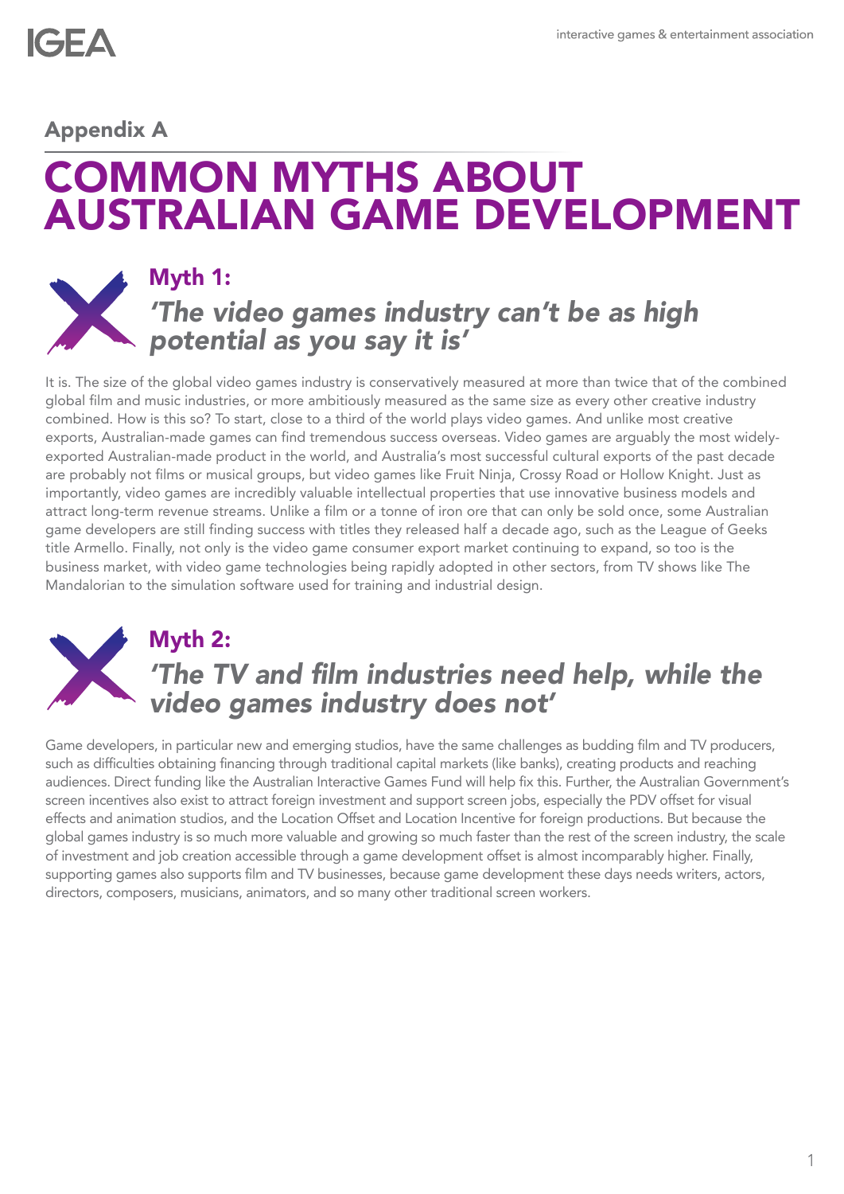## Appendix A

# COMMON MYTHS ABOUT AUSTRALIAN GAME DEVELOPMENT

### Myth 1:
### *'The video games industry can't be as high potential as you say it is'*

It is. The size of the global video games industry is conservatively measured at more than twice that of the combined global film and music industries, or more ambitiously measured as the same size as every other creative industry combined. How is this so? To start, close to a third of the world plays video games. And unlike most creative exports, Australian-made games can find tremendous success overseas. Video games are arguably the most widely-exported Australian-made product in the world, and Australia's most successful cultural exports of the past decade are probably not films or musical groups, but video games like Fruit Ninja, Crossy Road or Hollow Knight. Just as importantly, video games are incredibly valuable intellectual properties that use innovative business models and attract long-term revenue streams. Unlike a film or a tonne of iron ore that can only be sold once, some Australian game developers are still finding success with titles they released half a decade ago, such as the League of Geeks title Armello. Finally, not only is the video game consumer export market continuing to expand, so too is the business market, with video game technologies being rapidly adopted in other sectors, from TV shows like The Mandalorian to the simulation software used for training and industrial design.

### Myth 2:
### *'The TV and film industries need help, while the video games industry does not'*

Game developers, in particular new and emerging studios, have the same challenges as budding film and TV producers, such as difficulties obtaining financing through traditional capital markets (like banks), creating products and reaching audiences. Direct funding like the Australian Interactive Games Fund will help fix this. Further, the Australian Government's screen incentives also exist to attract foreign investment and support screen jobs, especially the PDV offset for visual effects and animation studios, and the Location Offset and Location Incentive for foreign productions. But because the global games industry is so much more valuable and growing so much faster than the rest of the screen industry, the scale of investment and job creation accessible through a game development offset is almost incomparably higher. Finally, supporting games also supports film and TV businesses, because game development these days needs writers, actors, directors, composers, musicians, animators, and so many other traditional screen workers.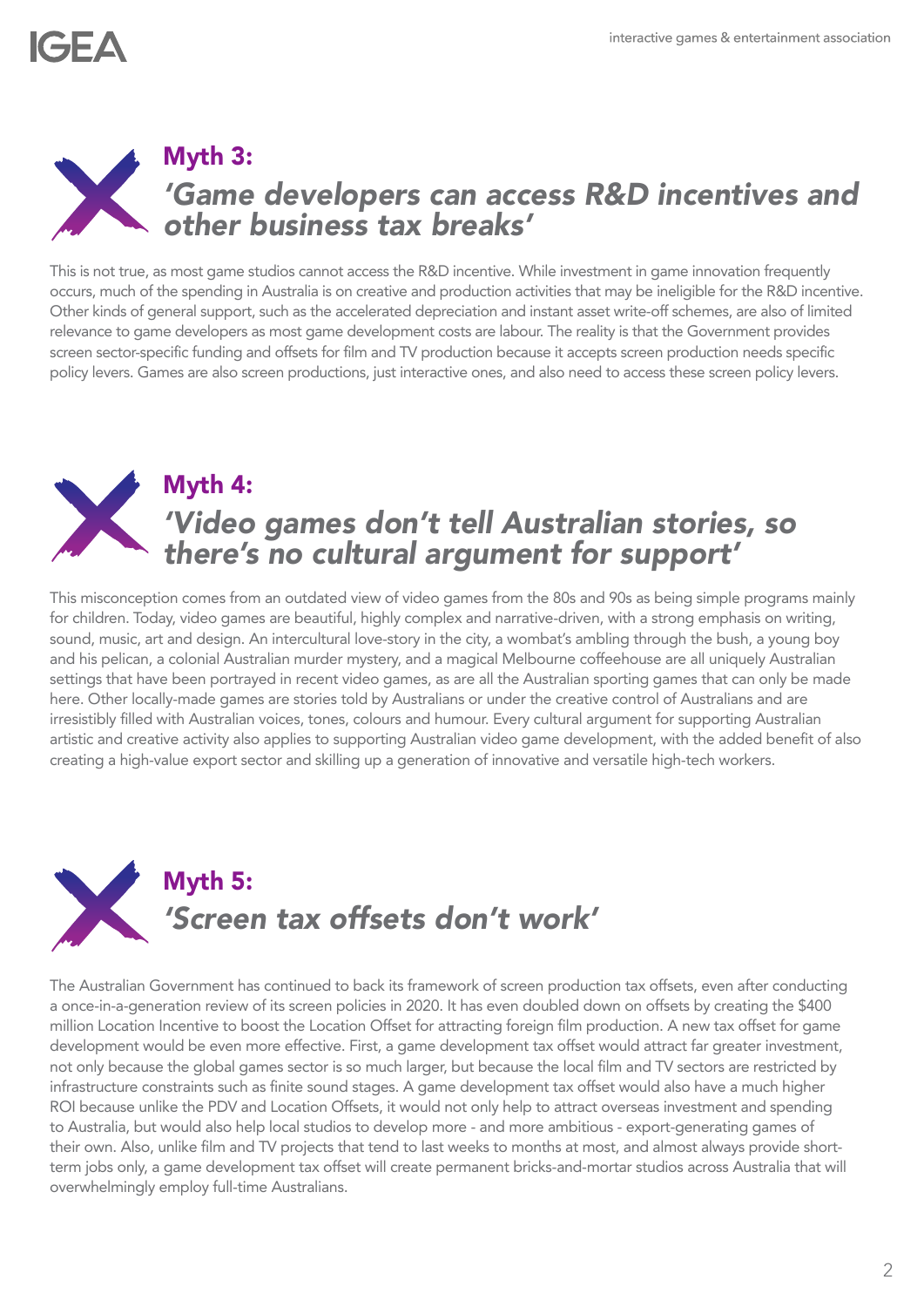## Myth 3:
## *'Game developers can access R&D incentives and other business tax breaks'*

This is not true, as most game studios cannot access the R&D incentive. While investment in game innovation frequently occurs, much of the spending in Australia is on creative and production activities that may be ineligible for the R&D incentive. Other kinds of general support, such as the accelerated depreciation and instant asset write-off schemes, are also of limited relevance to game developers as most game development costs are labour. The reality is that the Government provides screen sector-specific funding and offsets for film and TV production because it accepts screen production needs specific policy levers. Games are also screen productions, just interactive ones, and also need to access these screen policy levers.

## Myth 4:
## *'Video games don't tell Australian stories, so there's no cultural argument for support'*

This misconception comes from an outdated view of video games from the 80s and 90s as being simple programs mainly for children. Today, video games are beautiful, highly complex and narrative-driven, with a strong emphasis on writing, sound, music, art and design. An intercultural love-story in the city, a wombat's ambling through the bush, a young boy and his pelican, a colonial Australian murder mystery, and a magical Melbourne coffeehouse are all uniquely Australian settings that have been portrayed in recent video games, as are all the Australian sporting games that can only be made here. Other locally-made games are stories told by Australians or under the creative control of Australians and are irresistibly filled with Australian voices, tones, colours and humour. Every cultural argument for supporting Australian artistic and creative activity also applies to supporting Australian video game development, with the added benefit of also creating a high-value export sector and skilling up a generation of innovative and versatile high-tech workers.

## Myth 5:
## *'Screen tax offsets don't work'*

The Australian Government has continued to back its framework of screen production tax offsets, even after conducting a once-in-a-generation review of its screen policies in 2020. It has even doubled down on offsets by creating the $400 million Location Incentive to boost the Location Offset for attracting foreign film production. A new tax offset for game development would be even more effective. First, a game development tax offset would attract far greater investment, not only because the global games sector is so much larger, but because the local film and TV sectors are restricted by infrastructure constraints such as finite sound stages. A game development tax offset would also have a much higher ROI because unlike the PDV and Location Offsets, it would not only help to attract overseas investment and spending to Australia, but would also help local studios to develop more - and more ambitious - export-generating games of their own. Also, unlike film and TV projects that tend to last weeks to months at most, and almost always provide short-term jobs only, a game development tax offset will create permanent bricks-and-mortar studios across Australia that will overwhelmingly employ full-time Australians.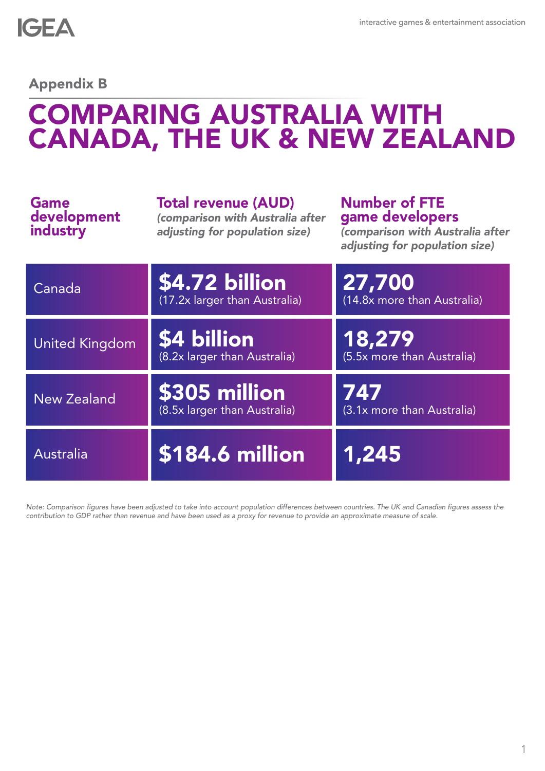## Appendix B

# COMPARING AUSTRALIA WITH CANADA, THE UK & NEW ZEALAND

| Game development industry | Total revenue (AUD) *(comparison with Australia after adjusting for population size)* | Number of FTE game developers *(comparison with Australia after adjusting for population size)* |
|---|---|---|
| Canada | **$4.72 billion** (17.2x larger than Australia) | **27,700** (14.8x more than Australia) |
| United Kingdom | **$4 billion** (8.2x larger than Australia) | **18,279** (5.5x more than Australia) |
| New Zealand | **$305 million** (8.5x larger than Australia) | **747** (3.1x more than Australia) |
| Australia | **$184.6 million** | **1,245** |

*Note: Comparison figures have been adjusted to take into account population differences between countries. The UK and Canadian figures assess the contribution to GDP rather than revenue and have been used as a proxy for revenue to provide an approximate measure of scale.*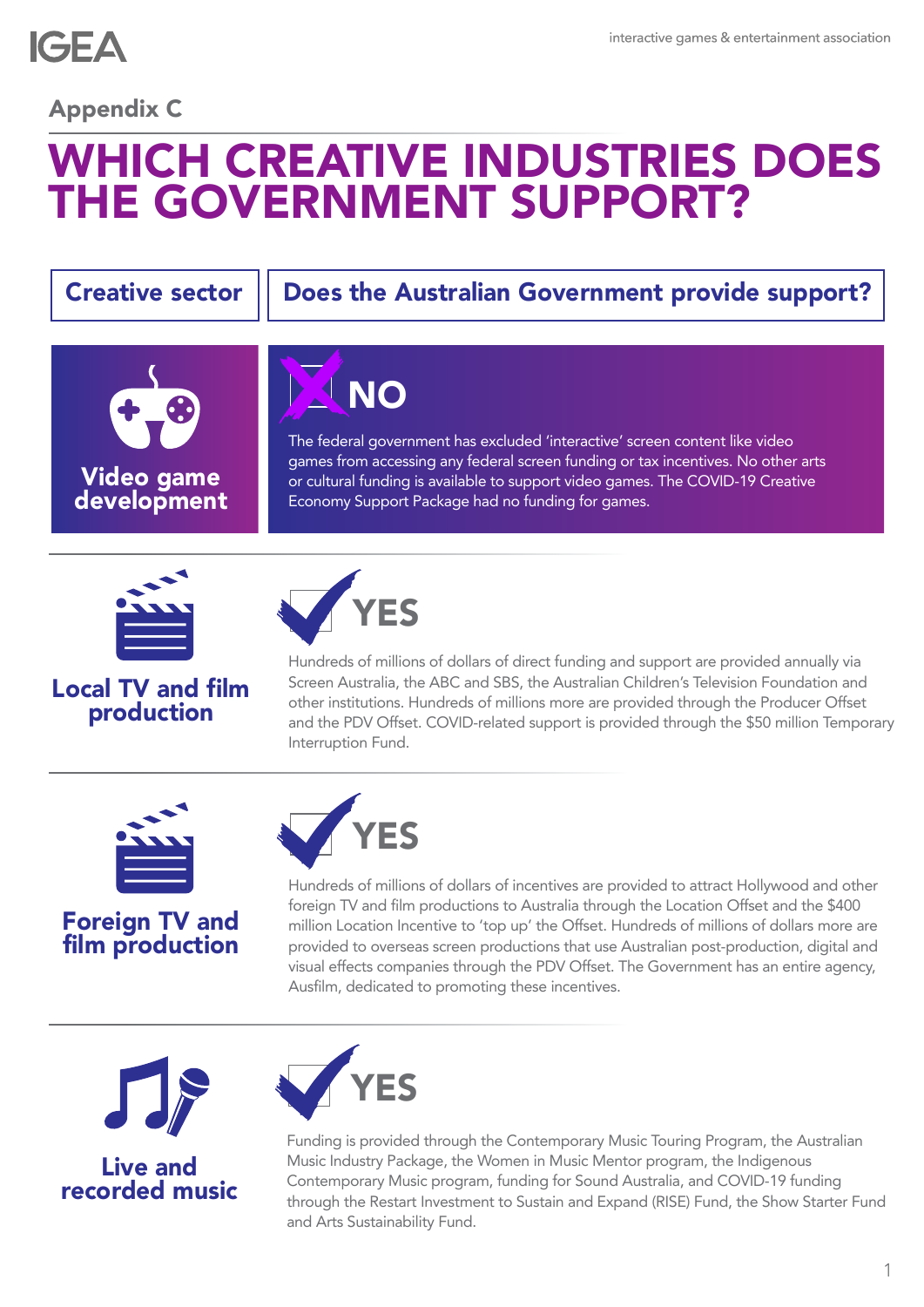## Appendix C

# WHICH CREATIVE INDUSTRIES DOES THE GOVERNMENT SUPPORT?

| Creative sector | Does the Australian Government provide support? |
| --- | --- |
| **Video game development** | **NO** The federal government has excluded 'interactive' screen content like video games from accessing any federal screen funding or tax incentives. No other arts or cultural funding is available to support video games. The COVID-19 Creative Economy Support Package had no funding for games. |
| **Local TV and film production** | **YES** Hundreds of millions of dollars of direct funding and support are provided annually via Screen Australia, the ABC and SBS, the Australian Children's Television Foundation and other institutions. Hundreds of millions more are provided through the Producer Offset and the PDV Offset. COVID-related support is provided through the $50 million Temporary Interruption Fund. |
| **Foreign TV and film production** | **YES** Hundreds of millions of dollars of incentives are provided to attract Hollywood and other foreign TV and film productions to Australia through the Location Offset and the $400 million Location Incentive to 'top up' the Offset. Hundreds of millions of dollars more are provided to overseas screen productions that use Australian post-production, digital and visual effects companies through the PDV Offset. The Government has an entire agency, Ausfilm, dedicated to promoting these incentives. |
| **Live and recorded music** | **YES** Funding is provided through the Contemporary Music Touring Program, the Australian Music Industry Package, the Women in Music Mentor program, the Indigenous Contemporary Music program, funding for Sound Australia, and COVID-19 funding through the Restart Investment to Sustain and Expand (RISE) Fund, the Show Starter Fund and Arts Sustainability Fund. |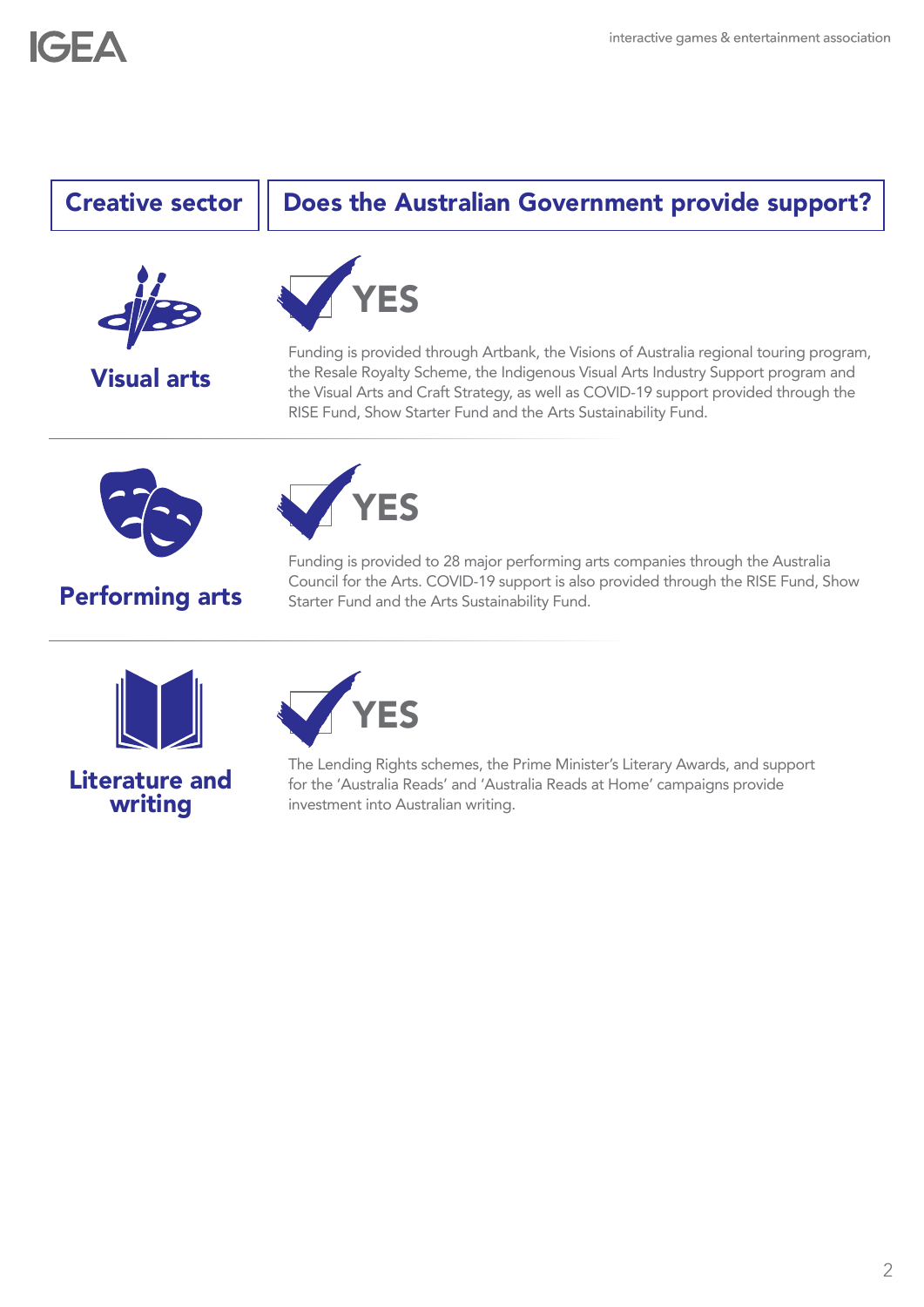| Creative sector | Does the Australian Government provide support? |
| --- | --- |
| **Visual arts** | **YES** <br> Funding is provided through Artbank, the Visions of Australia regional touring program, the Resale Royalty Scheme, the Indigenous Visual Arts Industry Support program and the Visual Arts and Craft Strategy, as well as COVID-19 support provided through the RISE Fund, Show Starter Fund and the Arts Sustainability Fund. |
| **Performing arts** | **YES** <br> Funding is provided to 28 major performing arts companies through the Australia Council for the Arts. COVID-19 support is also provided through the RISE Fund, Show Starter Fund and the Arts Sustainability Fund. |
| **Literature and writing** | **YES** <br> The Lending Rights schemes, the Prime Minister's Literary Awards, and support for the 'Australia Reads' and 'Australia Reads at Home' campaigns provide investment into Australian writing. |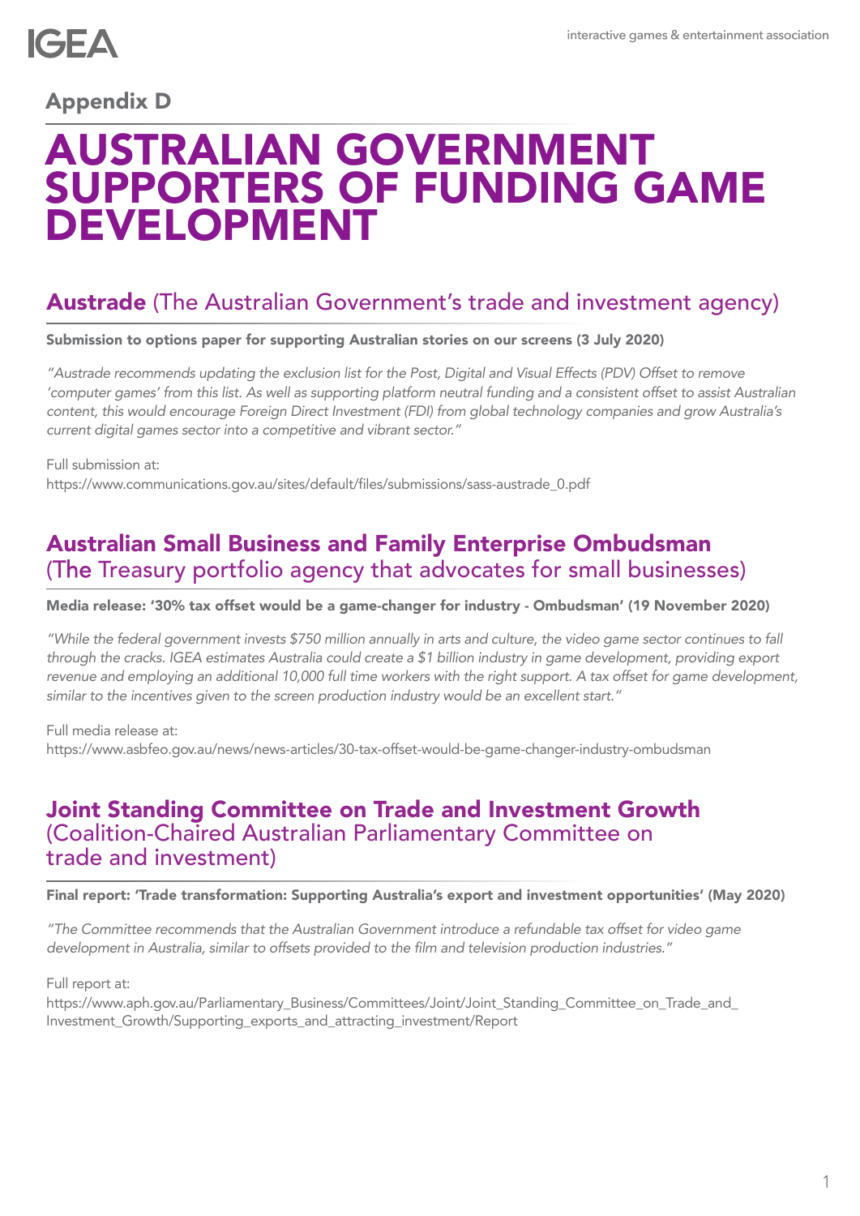## Appendix D

# AUSTRALIAN GOVERNMENT SUPPORTERS OF FUNDING GAME DEVELOPMENT

## **Austrade** (The Australian Government's trade and investment agency)

**Submission to options paper for supporting Australian stories on our screens (3 July 2020)**

*"Austrade recommends updating the exclusion list for the Post, Digital and Visual Effects (PDV) Offset to remove 'computer games' from this list. As well as supporting platform neutral funding and a consistent offset to assist Australian content, this would encourage Foreign Direct Investment (FDI) from global technology companies and grow Australia's current digital games sector into a competitive and vibrant sector."*

Full submission at:
https://www.communications.gov.au/sites/default/files/submissions/sass-austrade_0.pdf

## **Australian Small Business and Family Enterprise Ombudsman** (The Treasury portfolio agency that advocates for small businesses)

**Media release: '30% tax offset would be a game-changer for industry - Ombudsman' (19 November 2020)**

*"While the federal government invests $750 million annually in arts and culture, the video game sector continues to fall through the cracks. IGEA estimates Australia could create a $1 billion industry in game development, providing export revenue and employing an additional 10,000 full time workers with the right support. A tax offset for game development, similar to the incentives given to the screen production industry would be an excellent start."*

Full media release at:
https://www.asbfeo.gov.au/news/news-articles/30-tax-offset-would-be-game-changer-industry-ombudsman

## **Joint Standing Committee on Trade and Investment Growth** (Coalition-Chaired Australian Parliamentary Committee on trade and investment)

**Final report: 'Trade transformation: Supporting Australia's export and investment opportunities' (May 2020)**

*"The Committee recommends that the Australian Government introduce a refundable tax offset for video game development in Australia, similar to offsets provided to the film and television production industries."*

Full report at:
https://www.aph.gov.au/Parliamentary_Business/Committees/Joint/Joint_Standing_Committee_on_Trade_and_Investment_Growth/Supporting_exports_and_attracting_investment/Report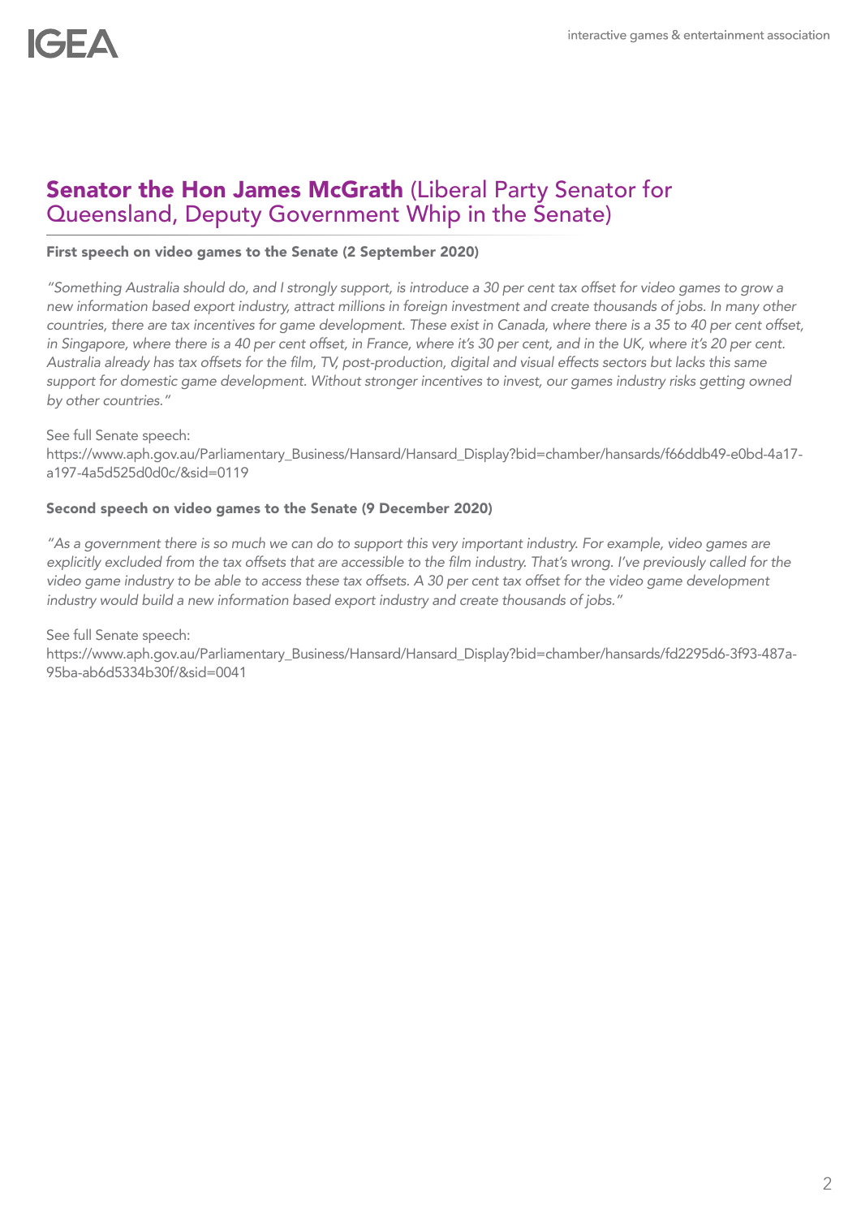## **Senator the Hon James McGrath** (Liberal Party Senator for Queensland, Deputy Government Whip in the Senate)

**First speech on video games to the Senate (2 September 2020)**

*"Something Australia should do, and I strongly support, is introduce a 30 per cent tax offset for video games to grow a new information based export industry, attract millions in foreign investment and create thousands of jobs. In many other countries, there are tax incentives for game development. These exist in Canada, where there is a 35 to 40 per cent offset, in Singapore, where there is a 40 per cent offset, in France, where it's 30 per cent, and in the UK, where it's 20 per cent. Australia already has tax offsets for the film, TV, post-production, digital and visual effects sectors but lacks this same support for domestic game development. Without stronger incentives to invest, our games industry risks getting owned by other countries."*

See full Senate speech:
https://www.aph.gov.au/Parliamentary_Business/Hansard/Hansard_Display?bid=chamber/hansards/f66ddb49-e0bd-4a17-a197-4a5d525d0d0c/&sid=0119

**Second speech on video games to the Senate (9 December 2020)**

*"As a government there is so much we can do to support this very important industry. For example, video games are explicitly excluded from the tax offsets that are accessible to the film industry. That's wrong. I've previously called for the video game industry to be able to access these tax offsets. A 30 per cent tax offset for the video game development industry would build a new information based export industry and create thousands of jobs."*

See full Senate speech:
https://www.aph.gov.au/Parliamentary_Business/Hansard/Hansard_Display?bid=chamber/hansards/fd2295d6-3f93-487a-95ba-ab6d5334b30f/&sid=0041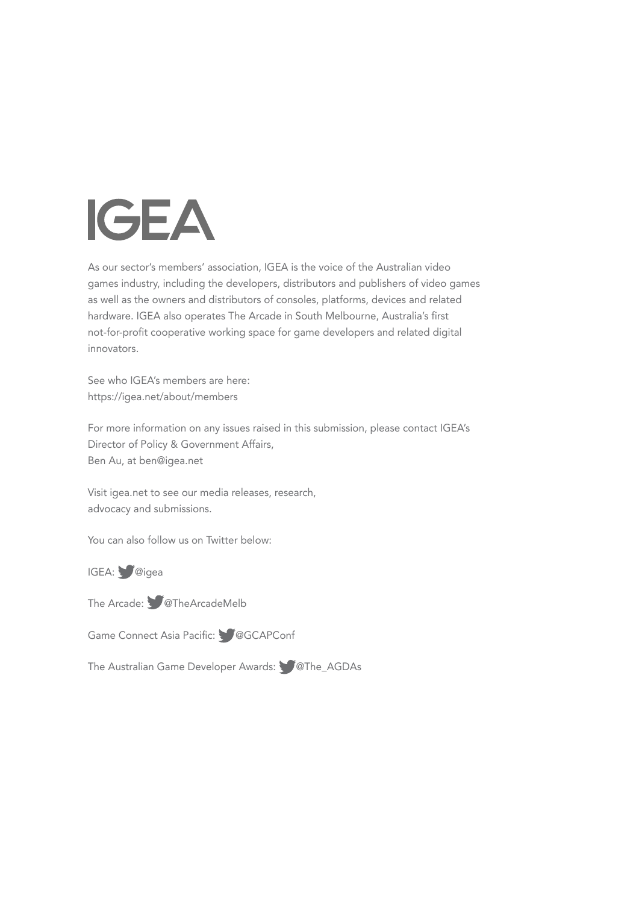# IGEA

As our sector's members' association, IGEA is the voice of the Australian video games industry, including the developers, distributors and publishers of video games as well as the owners and distributors of consoles, platforms, devices and related hardware. IGEA also operates The Arcade in South Melbourne, Australia's first not-for-profit cooperative working space for game developers and related digital innovators.

See who IGEA's members are here:
https://igea.net/about/members

For more information on any issues raised in this submission, please contact IGEA's Director of Policy & Government Affairs,
Ben Au, at ben@igea.net

Visit igea.net to see our media releases, research, advocacy and submissions.

You can also follow us on Twitter below:

IGEA: @igea

The Arcade: @TheArcadeMelb

Game Connect Asia Pacific: @GCAPConf

The Australian Game Developer Awards: @The_AGDAs